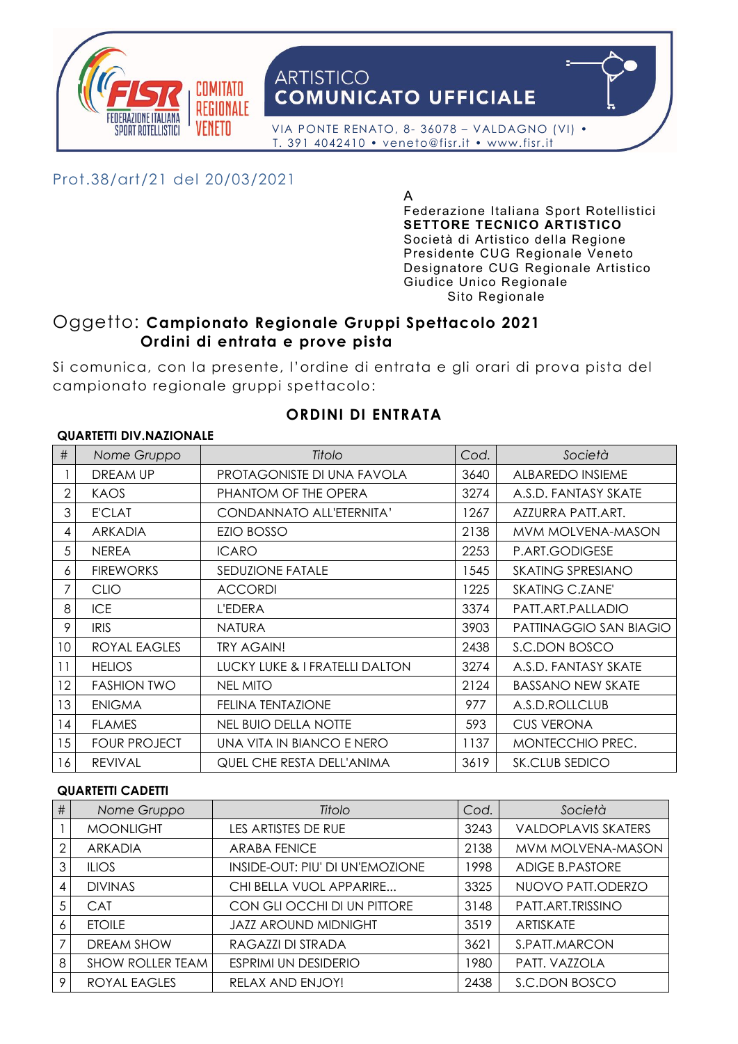FISR COMITATO REGIONALE VENETO — FEDERAZIONE ITALIANA SPORT ROTELLISTICI

**ARTISTICO**
**COMUNICATO UFFICIALE**

VIA PONTE RENATO, 8- 36078 – VALDAGNO (VI) • T. 391 4042410 • veneto@fisr.it • www.fisr.it

Prot.38/art/21 del 20/03/2021

A
Federazione Italiana Sport Rotellistici
**SETTORE TECNICO ARTISTICO**
Società di Artistico della Regione
Presidente CUG Regionale Veneto
Designatore CUG Regionale Artistico
Giudice Unico Regionale
Sito Regionale

Oggetto: **Campionato Regionale Gruppi Spettacolo 2021**
**Ordini di entrata e prove pista**

Si comunica, con la presente, l'ordine di entrata e gli orari di prova pista del campionato regionale gruppi spettacolo:

## ORDINI DI ENTRATA

**QUARTETTI DIV.NAZIONALE**

| # | Nome Gruppo | Titolo | Cod. | Società |
|---|---|---|---|---|
| 1 | DREAM UP | PROTAGONISTE DI UNA FAVOLA | 3640 | ALBAREDO INSIEME |
| 2 | KAOS | PHANTOM OF THE OPERA | 3274 | A.S.D. FANTASY SKATE |
| 3 | E'CLAT | CONDANNATO ALL'ETERNITA' | 1267 | AZZURRA PATT.ART. |
| 4 | ARKADIA | EZIO BOSSO | 2138 | MVM MOLVENA-MASON |
| 5 | NEREA | ICARO | 2253 | P.ART.GODIGESE |
| 6 | FIREWORKS | SEDUZIONE FATALE | 1545 | SKATING SPRESIANO |
| 7 | CLIO | ACCORDI | 1225 | SKATING C.ZANE' |
| 8 | ICE | L'EDERA | 3374 | PATT.ART.PALLADIO |
| 9 | IRIS | NATURA | 3903 | PATTINAGGIO SAN BIAGIO |
| 10 | ROYAL EAGLES | TRY AGAIN! | 2438 | S.C.DON BOSCO |
| 11 | HELIOS | LUCKY LUKE & I FRATELLI DALTON | 3274 | A.S.D. FANTASY SKATE |
| 12 | FASHION TWO | NEL MITO | 2124 | BASSANO NEW SKATE |
| 13 | ENIGMA | FELINA TENTAZIONE | 977 | A.S.D.ROLLCLUB |
| 14 | FLAMES | NEL BUIO DELLA NOTTE | 593 | CUS VERONA |
| 15 | FOUR PROJECT | UNA VITA IN BIANCO E NERO | 1137 | MONTECCHIO PREC. |
| 16 | REVIVAL | QUEL CHE RESTA DELL'ANIMA | 3619 | SK.CLUB SEDICO |

**QUARTETTI CADETTI**

| # | Nome Gruppo | Titolo | Cod. | Società |
|---|---|---|---|---|
| 1 | MOONLIGHT | LES ARTISTES DE RUE | 3243 | VALDOPLAVIS SKATERS |
| 2 | ARKADIA | ARABA FENICE | 2138 | MVM MOLVENA-MASON |
| 3 | ILIOS | INSIDE-OUT: PIU' DI UN'EMOZIONE | 1998 | ADIGE B.PASTORE |
| 4 | DIVINAS | CHI BELLA VUOL APPARIRE... | 3325 | NUOVO PATT.ODERZO |
| 5 | CAT | CON GLI OCCHI DI UN PITTORE | 3148 | PATT.ART.TRISSINO |
| 6 | ETOILE | JAZZ AROUND MIDNIGHT | 3519 | ARTISKATE |
| 7 | DREAM SHOW | RAGAZZI DI STRADA | 3621 | S.PATT.MARCON |
| 8 | SHOW ROLLER TEAM | ESPRIMI UN DESIDERIO | 1980 | PATT. VAZZOLA |
| 9 | ROYAL EAGLES | RELAX AND ENJOY! | 2438 | S.C.DON BOSCO |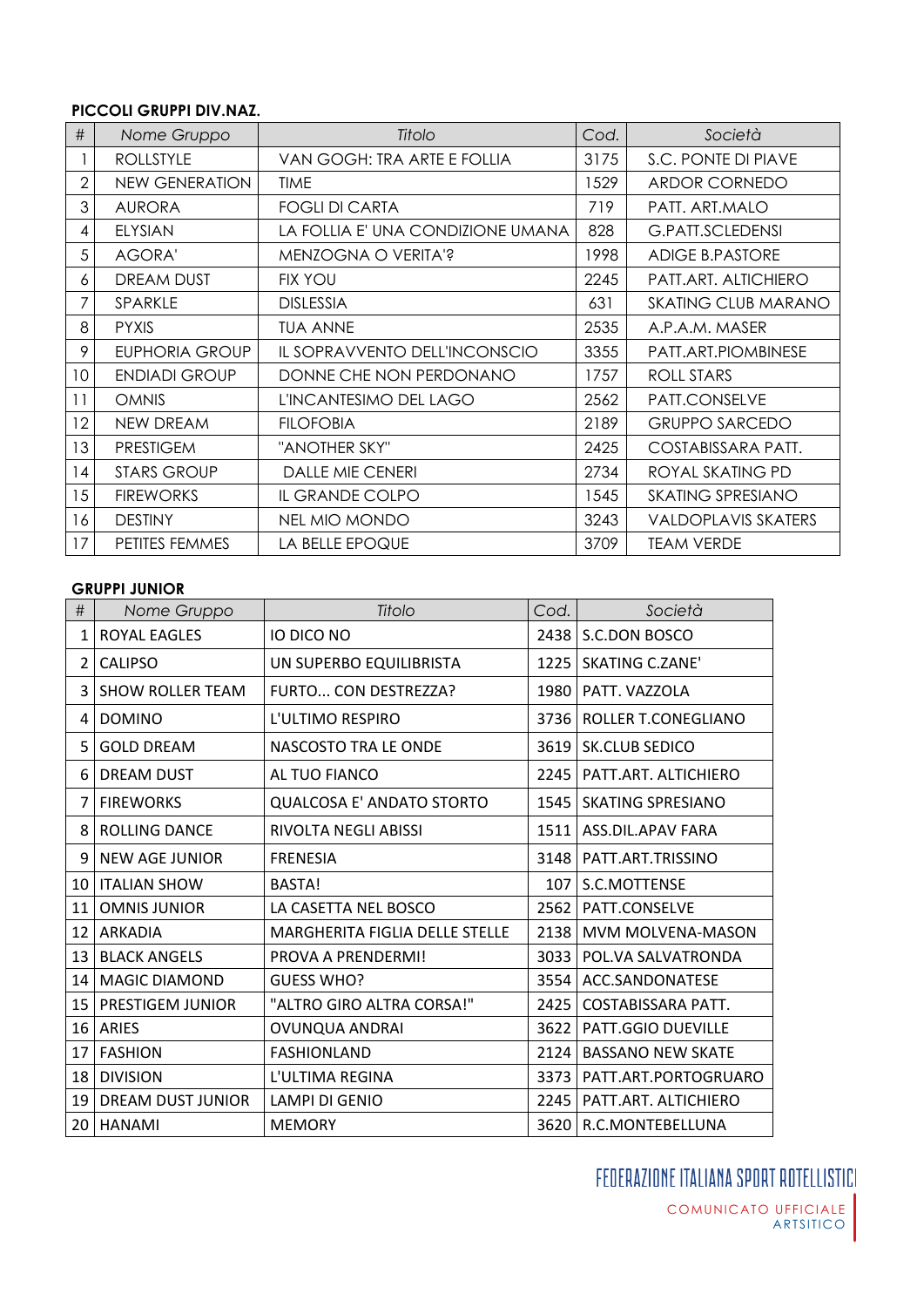**PICCOLI GRUPPI DIV.NAZ.**

| # | *Nome Gruppo* | *Titolo* | *Cod.* | *Società* |
|---|---|---|---|---|
| 1 | ROLLSTYLE | VAN GOGH: TRA ARTE E FOLLIA | 3175 | S.C. PONTE DI PIAVE |
| 2 | NEW GENERATION | TIME | 1529 | ARDOR CORNEDO |
| 3 | AURORA | FOGLI DI CARTA | 719 | PATT. ART.MALO |
| 4 | ELYSIAN | LA FOLLIA E' UNA CONDIZIONE UMANA | 828 | G.PATT.SCLEDENSI |
| 5 | AGORA' | MENZOGNA O VERITA'? | 1998 | ADIGE B.PASTORE |
| 6 | DREAM DUST | FIX YOU | 2245 | PATT.ART. ALTICHIERO |
| 7 | SPARKLE | DISLESSIA | 631 | SKATING CLUB MARANO |
| 8 | PYXIS | TUA ANNE | 2535 | A.P.A.M. MASER |
| 9 | EUPHORIA GROUP | IL SOPRAVVENTO DELL'INCONSCIO | 3355 | PATT.ART.PIOMBINESE |
| 10 | ENDIADI GROUP | DONNE CHE NON PERDONANO | 1757 | ROLL STARS |
| 11 | OMNIS | L'INCANTESIMO DEL LAGO | 2562 | PATT.CONSELVE |
| 12 | NEW DREAM | FILOFOBIA | 2189 | GRUPPO SARCEDO |
| 13 | PRESTIGEM | "ANOTHER SKY" | 2425 | COSTABISSARA PATT. |
| 14 | STARS GROUP | DALLE MIE CENERI | 2734 | ROYAL SKATING PD |
| 15 | FIREWORKS | IL GRANDE COLPO | 1545 | SKATING SPRESIANO |
| 16 | DESTINY | NEL MIO MONDO | 3243 | VALDOPLAVIS SKATERS |
| 17 | PETITES FEMMES | LA BELLE EPOQUE | 3709 | TEAM VERDE |

**GRUPPI JUNIOR**

| # | *Nome Gruppo* | *Titolo* | *Cod.* | *Società* |
|---|---|---|---|---|
| 1 | ROYAL EAGLES | IO DICO NO | 2438 | S.C.DON BOSCO |
| 2 | CALIPSO | UN SUPERBO EQUILIBRISTA | 1225 | SKATING C.ZANE' |
| 3 | SHOW ROLLER TEAM | FURTO... CON DESTREZZA? | 1980 | PATT. VAZZOLA |
| 4 | DOMINO | L'ULTIMO RESPIRO | 3736 | ROLLER T.CONEGLIANO |
| 5 | GOLD DREAM | NASCOSTO TRA LE ONDE | 3619 | SK.CLUB SEDICO |
| 6 | DREAM DUST | AL TUO FIANCO | 2245 | PATT.ART. ALTICHIERO |
| 7 | FIREWORKS | QUALCOSA E' ANDATO STORTO | 1545 | SKATING SPRESIANO |
| 8 | ROLLING DANCE | RIVOLTA NEGLI ABISSI | 1511 | ASS.DIL.APAV FARA |
| 9 | NEW AGE JUNIOR | FRENESIA | 3148 | PATT.ART.TRISSINO |
| 10 | ITALIAN SHOW | BASTA! | 107 | S.C.MOTTENSE |
| 11 | OMNIS JUNIOR | LA CASETTA NEL BOSCO | 2562 | PATT.CONSELVE |
| 12 | ARKADIA | MARGHERITA FIGLIA DELLE STELLE | 2138 | MVM MOLVENA-MASON |
| 13 | BLACK ANGELS | PROVA A PRENDERMI! | 3033 | POL.VA SALVATRONDA |
| 14 | MAGIC DIAMOND | GUESS WHO? | 3554 | ACC.SANDONATESE |
| 15 | PRESTIGEM JUNIOR | "ALTRO GIRO ALTRA CORSA!" | 2425 | COSTABISSARA PATT. |
| 16 | ARIES | OVUNQUA ANDRAI | 3622 | PATT.GGIO DUEVILLE |
| 17 | FASHION | FASHIONLAND | 2124 | BASSANO NEW SKATE |
| 18 | DIVISION | L'ULTIMA REGINA | 3373 | PATT.ART.PORTOGRUARO |
| 19 | DREAM DUST JUNIOR | LAMPI DI GENIO | 2245 | PATT.ART. ALTICHIERO |
| 20 | HANAMI | MEMORY | 3620 | R.C.MONTEBELLUNA |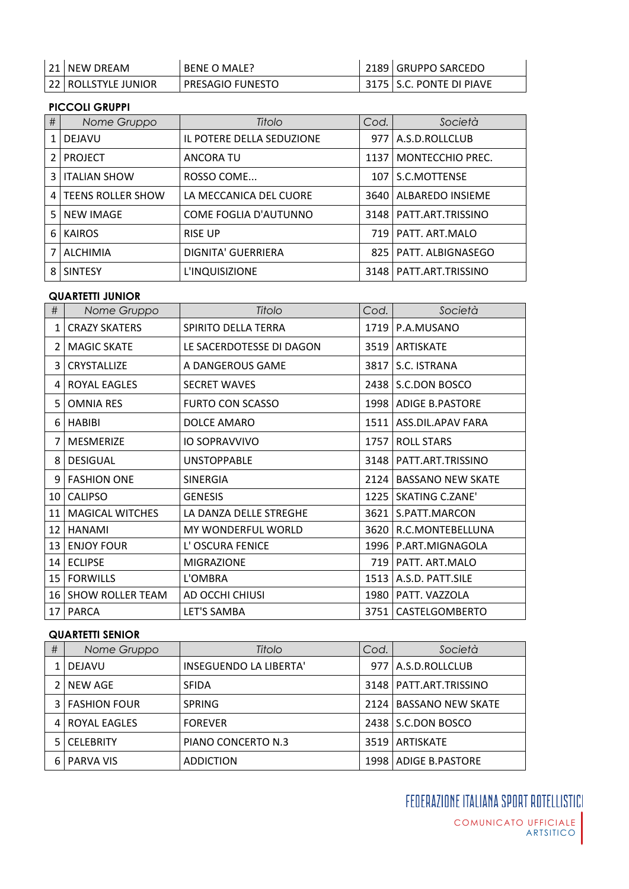| # | Nome Gruppo | Titolo | Cod. | Società |
|---|---|---|---|---|
| 21 | NEW DREAM | BENE O MALE? | 2189 | GRUPPO SARCEDO |
| 22 | ROLLSTYLE JUNIOR | PRESAGIO FUNESTO | 3175 | S.C. PONTE DI PIAVE |

**PICCOLI GRUPPI**

| # | Nome Gruppo | Titolo | Cod. | Società |
|---|---|---|---|---|
| 1 | DEJAVU | IL POTERE DELLA SEDUZIONE | 977 | A.S.D.ROLLCLUB |
| 2 | PROJECT | ANCORA TU | 1137 | MONTECCHIO PREC. |
| 3 | ITALIAN SHOW | ROSSO COME... | 107 | S.C.MOTTENSE |
| 4 | TEENS ROLLER SHOW | LA MECCANICA DEL CUORE | 3640 | ALBAREDO INSIEME |
| 5 | NEW IMAGE | COME FOGLIA D'AUTUNNO | 3148 | PATT.ART.TRISSINO |
| 6 | KAIROS | RISE UP | 719 | PATT. ART.MALO |
| 7 | ALCHIMIA | DIGNITA' GUERRIERA | 825 | PATT. ALBIGNASEGO |
| 8 | SINTESY | L'INQUISIZIONE | 3148 | PATT.ART.TRISSINO |

**QUARTETTI JUNIOR**

| # | Nome Gruppo | Titolo | Cod. | Società |
|---|---|---|---|---|
| 1 | CRAZY SKATERS | SPIRITO DELLA TERRA | 1719 | P.A.MUSANO |
| 2 | MAGIC SKATE | LE SACERDOTESSE DI DAGON | 3519 | ARTISKATE |
| 3 | CRYSTALLIZE | A DANGEROUS GAME | 3817 | S.C. ISTRANA |
| 4 | ROYAL EAGLES | SECRET WAVES | 2438 | S.C.DON BOSCO |
| 5 | OMNIA RES | FURTO CON SCASSO | 1998 | ADIGE B.PASTORE |
| 6 | HABIBI | DOLCE AMARO | 1511 | ASS.DIL.APAV FARA |
| 7 | MESMERIZE | IO SOPRAVVIVO | 1757 | ROLL STARS |
| 8 | DESIGUAL | UNSTOPPABLE | 3148 | PATT.ART.TRISSINO |
| 9 | FASHION ONE | SINERGIA | 2124 | BASSANO NEW SKATE |
| 10 | CALIPSO | GENESIS | 1225 | SKATING C.ZANE' |
| 11 | MAGICAL WITCHES | LA DANZA DELLE STREGHE | 3621 | S.PATT.MARCON |
| 12 | HANAMI | MY WONDERFUL WORLD | 3620 | R.C.MONTEBELLUNA |
| 13 | ENJOY FOUR | L' OSCURA FENICE | 1996 | P.ART.MIGNAGOLA |
| 14 | ECLIPSE | MIGRAZIONE | 719 | PATT. ART.MALO |
| 15 | FORWILLS | L'OMBRA | 1513 | A.S.D. PATT.SILE |
| 16 | SHOW ROLLER TEAM | AD OCCHI CHIUSI | 1980 | PATT. VAZZOLA |
| 17 | PARCA | LET'S SAMBA | 3751 | CASTELGOMBERTO |

**QUARTETTI SENIOR**

| # | Nome Gruppo | Titolo | Cod. | Società |
|---|---|---|---|---|
| 1 | DEJAVU | INSEGUENDO LA LIBERTA' | 977 | A.S.D.ROLLCLUB |
| 2 | NEW AGE | SFIDA | 3148 | PATT.ART.TRISSINO |
| 3 | FASHION FOUR | SPRING | 2124 | BASSANO NEW SKATE |
| 4 | ROYAL EAGLES | FOREVER | 2438 | S.C.DON BOSCO |
| 5 | CELEBRITY | PIANO CONCERTO N.3 | 3519 | ARTISKATE |
| 6 | PARVA VIS | ADDICTION | 1998 | ADIGE B.PASTORE |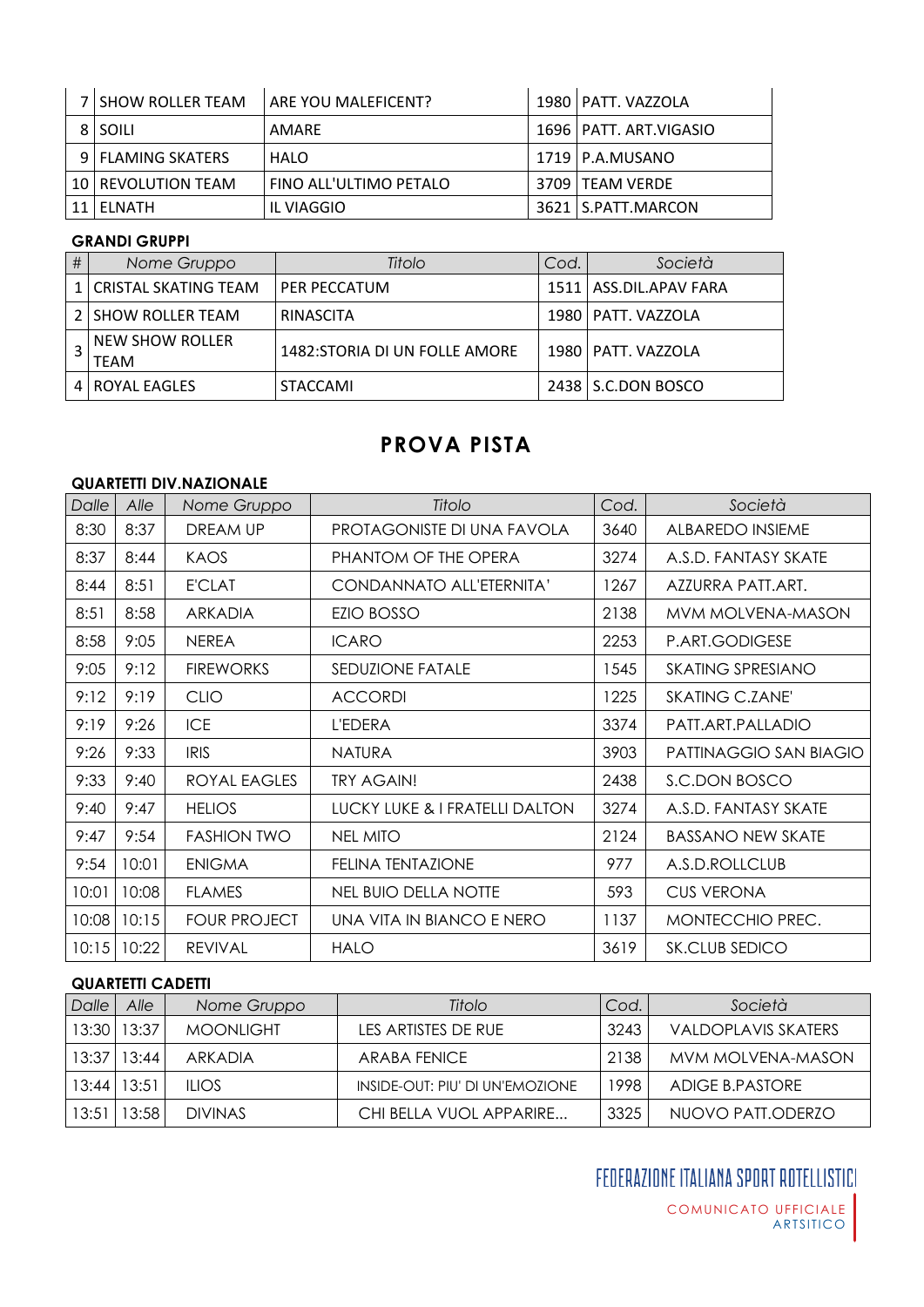| # | Nome Gruppo | Titolo | Cod. | Società |
|---|---|---|---|---|
| 7 | SHOW ROLLER TEAM | ARE YOU MALEFICENT? | 1980 | PATT. VAZZOLA |
| 8 | SOILI | AMARE | 1696 | PATT. ART.VIGASIO |
| 9 | FLAMING SKATERS | HALO | 1719 | P.A.MUSANO |
| 10 | REVOLUTION TEAM | FINO ALL'ULTIMO PETALO | 3709 | TEAM VERDE |
| 11 | ELNATH | IL VIAGGIO | 3621 | S.PATT.MARCON |

**GRANDI GRUPPI**

| # | *Nome Gruppo* | *Titolo* | *Cod.* | *Società* |
|---|---|---|---|---|
| 1 | CRISTAL SKATING TEAM | PER PECCATUM | 1511 | ASS.DIL.APAV FARA |
| 2 | SHOW ROLLER TEAM | RINASCITA | 1980 | PATT. VAZZOLA |
| 3 | NEW SHOW ROLLER TEAM | 1482:STORIA DI UN FOLLE AMORE | 1980 | PATT. VAZZOLA |
| 4 | ROYAL EAGLES | STACCAMI | 2438 | S.C.DON BOSCO |

## PROVA PISTA

**QUARTETTI DIV.NAZIONALE**

| *Dalle* | *Alle* | *Nome Gruppo* | *Titolo* | *Cod.* | *Società* |
|---|---|---|---|---|---|
| 8:30 | 8:37 | DREAM UP | PROTAGONISTE DI UNA FAVOLA | 3640 | ALBAREDO INSIEME |
| 8:37 | 8:44 | KAOS | PHANTOM OF THE OPERA | 3274 | A.S.D. FANTASY SKATE |
| 8:44 | 8:51 | E'CLAT | CONDANNATO ALL'ETERNITA' | 1267 | AZZURRA PATT.ART. |
| 8:51 | 8:58 | ARKADIA | EZIO BOSSO | 2138 | MVM MOLVENA-MASON |
| 8:58 | 9:05 | NEREA | ICARO | 2253 | P.ART.GODIGESE |
| 9:05 | 9:12 | FIREWORKS | SEDUZIONE FATALE | 1545 | SKATING SPRESIANO |
| 9:12 | 9:19 | CLIO | ACCORDI | 1225 | SKATING C.ZANE' |
| 9:19 | 9:26 | ICE | L'EDERA | 3374 | PATT.ART.PALLADIO |
| 9:26 | 9:33 | IRIS | NATURA | 3903 | PATTINAGGIO SAN BIAGIO |
| 9:33 | 9:40 | ROYAL EAGLES | TRY AGAIN! | 2438 | S.C.DON BOSCO |
| 9:40 | 9:47 | HELIOS | LUCKY LUKE & I FRATELLI DALTON | 3274 | A.S.D. FANTASY SKATE |
| 9:47 | 9:54 | FASHION TWO | NEL MITO | 2124 | BASSANO NEW SKATE |
| 9:54 | 10:01 | ENIGMA | FELINA TENTAZIONE | 977 | A.S.D.ROLLCLUB |
| 10:01 | 10:08 | FLAMES | NEL BUIO DELLA NOTTE | 593 | CUS VERONA |
| 10:08 | 10:15 | FOUR PROJECT | UNA VITA IN BIANCO E NERO | 1137 | MONTECCHIO PREC. |
| 10:15 | 10:22 | REVIVAL | HALO | 3619 | SK.CLUB SEDICO |

**QUARTETTI CADETTI**

| *Dalle* | *Alle* | *Nome Gruppo* | *Titolo* | *Cod.* | *Società* |
|---|---|---|---|---|---|
| 13:30 | 13:37 | MOONLIGHT | LES ARTISTES DE RUE | 3243 | VALDOPLAVIS SKATERS |
| 13:37 | 13:44 | ARKADIA | ARABA FENICE | 2138 | MVM MOLVENA-MASON |
| 13:44 | 13:51 | ILIOS | INSIDE-OUT: PIU' DI UN'EMOZIONE | 1998 | ADIGE B.PASTORE |
| 13:51 | 13:58 | DIVINAS | CHI BELLA VUOL APPARIRE... | 3325 | NUOVO PATT.ODERZO |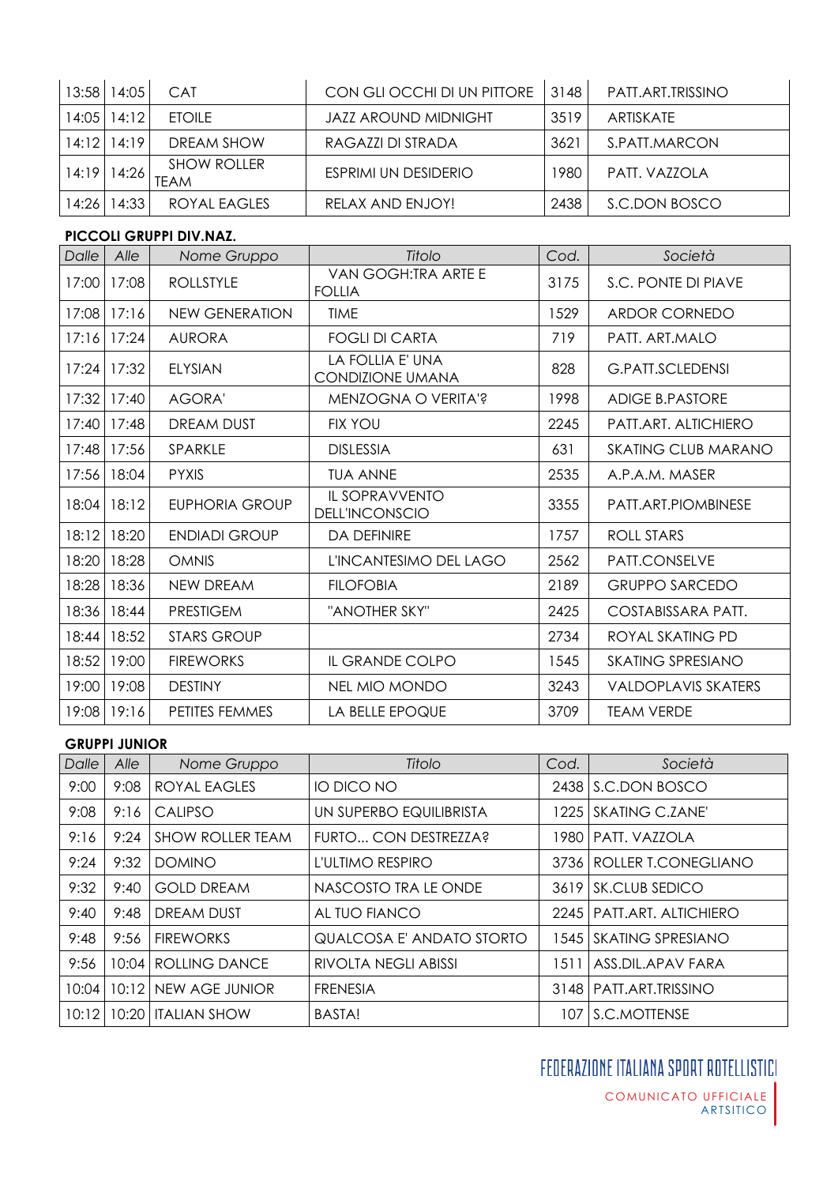| Dalle | Alle | Nome Gruppo | Titolo | Cod. | Società |
|---|---|---|---|---|---|
| 13:58 | 14:05 | CAT | CON GLI OCCHI DI UN PITTORE | 3148 | PATT.ART.TRISSINO |
| 14:05 | 14:12 | ETOILE | JAZZ AROUND MIDNIGHT | 3519 | ARTISKATE |
| 14:12 | 14:19 | DREAM SHOW | RAGAZZI DI STRADA | 3621 | S.PATT.MARCON |
| 14:19 | 14:26 | SHOW ROLLER TEAM | ESPRIMI UN DESIDERIO | 1980 | PATT. VAZZOLA |
| 14:26 | 14:33 | ROYAL EAGLES | RELAX AND ENJOY! | 2438 | S.C.DON BOSCO |

**PICCOLI GRUPPI DIV.NAZ.**

| Dalle | Alle | Nome Gruppo | Titolo | Cod. | Società |
|---|---|---|---|---|---|
| 17:00 | 17:08 | ROLLSTYLE | VAN GOGH:TRA ARTE E FOLLIA | 3175 | S.C. PONTE DI PIAVE |
| 17:08 | 17:16 | NEW GENERATION | TIME | 1529 | ARDOR CORNEDO |
| 17:16 | 17:24 | AURORA | FOGLI DI CARTA | 719 | PATT. ART.MALO |
| 17:24 | 17:32 | ELYSIAN | LA FOLLIA E' UNA CONDIZIONE UMANA | 828 | G.PATT.SCLEDENSI |
| 17:32 | 17:40 | AGORA' | MENZOGNA O VERITA'? | 1998 | ADIGE B.PASTORE |
| 17:40 | 17:48 | DREAM DUST | FIX YOU | 2245 | PATT.ART. ALTICHIERO |
| 17:48 | 17:56 | SPARKLE | DISLESSIA | 631 | SKATING CLUB MARANO |
| 17:56 | 18:04 | PYXIS | TUA ANNE | 2535 | A.P.A.M. MASER |
| 18:04 | 18:12 | EUPHORIA GROUP | IL SOPRAVVENTO DELL'INCONSCIO | 3355 | PATT.ART.PIOMBINESE |
| 18:12 | 18:20 | ENDIADI GROUP | DA DEFINIRE | 1757 | ROLL STARS |
| 18:20 | 18:28 | OMNIS | L'INCANTESIMO DEL LAGO | 2562 | PATT.CONSELVE |
| 18:28 | 18:36 | NEW DREAM | FILOFOBIA | 2189 | GRUPPO SARCEDO |
| 18:36 | 18:44 | PRESTIGEM | "ANOTHER SKY" | 2425 | COSTABISSARA PATT. |
| 18:44 | 18:52 | STARS GROUP | | 2734 | ROYAL SKATING PD |
| 18:52 | 19:00 | FIREWORKS | IL GRANDE COLPO | 1545 | SKATING SPRESIANO |
| 19:00 | 19:08 | DESTINY | NEL MIO MONDO | 3243 | VALDOPLAVIS SKATERS |
| 19:08 | 19:16 | PETITES FEMMES | LA BELLE EPOQUE | 3709 | TEAM VERDE |

**GRUPPI JUNIOR**

| Dalle | Alle | Nome Gruppo | Titolo | Cod. | Società |
|---|---|---|---|---|---|
| 9:00 | 9:08 | ROYAL EAGLES | IO DICO NO | 2438 | S.C.DON BOSCO |
| 9:08 | 9:16 | CALIPSO | UN SUPERBO EQUILIBRISTA | 1225 | SKATING C.ZANE' |
| 9:16 | 9:24 | SHOW ROLLER TEAM | FURTO... CON DESTREZZA? | 1980 | PATT. VAZZOLA |
| 9:24 | 9:32 | DOMINO | L'ULTIMO RESPIRO | 3736 | ROLLER T.CONEGLIANO |
| 9:32 | 9:40 | GOLD DREAM | NASCOSTO TRA LE ONDE | 3619 | SK.CLUB SEDICO |
| 9:40 | 9:48 | DREAM DUST | AL TUO FIANCO | 2245 | PATT.ART. ALTICHIERO |
| 9:48 | 9:56 | FIREWORKS | QUALCOSA E' ANDATO STORTO | 1545 | SKATING SPRESIANO |
| 9:56 | 10:04 | ROLLING DANCE | RIVOLTA NEGLI ABISSI | 1511 | ASS.DIL.APAV FARA |
| 10:04 | 10:12 | NEW AGE JUNIOR | FRENESIA | 3148 | PATT.ART.TRISSINO |
| 10:12 | 10:20 | ITALIAN SHOW | BASTA! | 107 | S.C.MOTTENSE |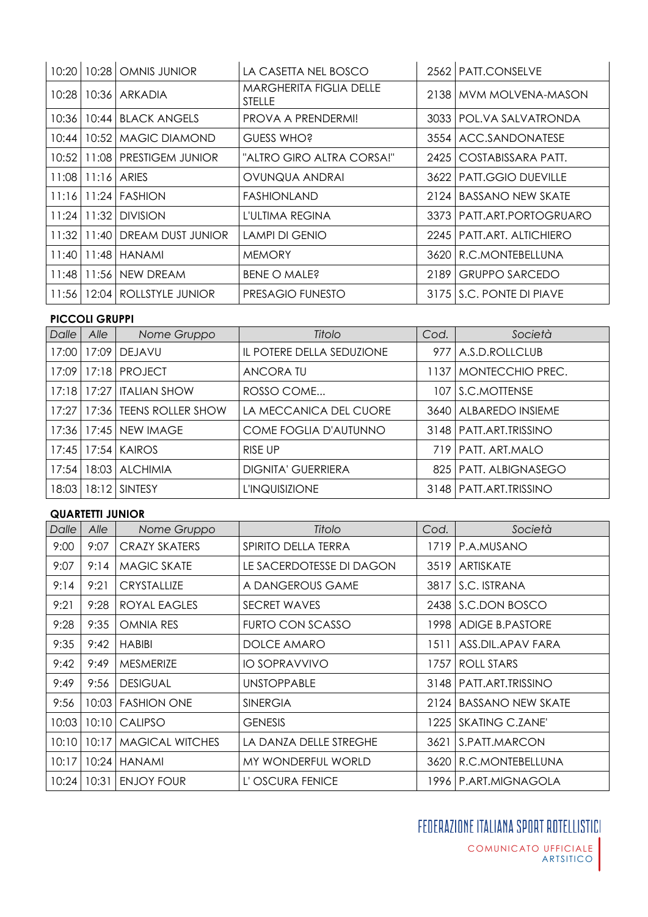| | | | | | |
|---|---|---|---|---|---|
| 10:20 | 10:28 | OMNIS JUNIOR | LA CASETTA NEL BOSCO | 2562 | PATT.CONSELVE |
| 10:28 | 10:36 | ARKADIA | MARGHERITA FIGLIA DELLE STELLE | 2138 | MVM MOLVENA-MASON |
| 10:36 | 10:44 | BLACK ANGELS | PROVA A PRENDERMI! | 3033 | POL.VA SALVATRONDA |
| 10:44 | 10:52 | MAGIC DIAMOND | GUESS WHO? | 3554 | ACC.SANDONATESE |
| 10:52 | 11:08 | PRESTIGEM JUNIOR | "ALTRO GIRO ALTRA CORSA!" | 2425 | COSTABISSARA PATT. |
| 11:08 | 11:16 | ARIES | OVUNQUA ANDRAI | 3622 | PATT.GGIO DUEVILLE |
| 11:16 | 11:24 | FASHION | FASHIONLAND | 2124 | BASSANO NEW SKATE |
| 11:24 | 11:32 | DIVISION | L'ULTIMA REGINA | 3373 | PATT.ART.PORTOGRUARO |
| 11:32 | 11:40 | DREAM DUST JUNIOR | LAMPI DI GENIO | 2245 | PATT.ART. ALTICHIERO |
| 11:40 | 11:48 | HANAMI | MEMORY | 3620 | R.C.MONTEBELLUNA |
| 11:48 | 11:56 | NEW DREAM | BENE O MALE? | 2189 | GRUPPO SARCEDO |
| 11:56 | 12:04 | ROLLSTYLE JUNIOR | PRESAGIO FUNESTO | 3175 | S.C. PONTE DI PIAVE |

**PICCOLI GRUPPI**

| *Dalle* | *Alle* | *Nome Gruppo* | *Titolo* | *Cod.* | *Società* |
|---|---|---|---|---|---|
| 17:00 | 17:09 | DEJAVU | IL POTERE DELLA SEDUZIONE | 977 | A.S.D.ROLLCLUB |
| 17:09 | 17:18 | PROJECT | ANCORA TU | 1137 | MONTECCHIO PREC. |
| 17:18 | 17:27 | ITALIAN SHOW | ROSSO COME... | 107 | S.C.MOTTENSE |
| 17:27 | 17:36 | TEENS ROLLER SHOW | LA MECCANICA DEL CUORE | 3640 | ALBAREDO INSIEME |
| 17:36 | 17:45 | NEW IMAGE | COME FOGLIA D'AUTUNNO | 3148 | PATT.ART.TRISSINO |
| 17:45 | 17:54 | KAIROS | RISE UP | 719 | PATT. ART.MALO |
| 17:54 | 18:03 | ALCHIMIA | DIGNITA' GUERRIERA | 825 | PATT. ALBIGNASEGO |
| 18:03 | 18:12 | SINTESY | L'INQUISIZIONE | 3148 | PATT.ART.TRISSINO |

**QUARTETTI JUNIOR**

| *Dalle* | *Alle* | *Nome Gruppo* | *Titolo* | *Cod.* | *Società* |
|---|---|---|---|---|---|
| 9:00 | 9:07 | CRAZY SKATERS | SPIRITO DELLA TERRA | 1719 | P.A.MUSANO |
| 9:07 | 9:14 | MAGIC SKATE | LE SACERDOTESSE DI DAGON | 3519 | ARTISKATE |
| 9:14 | 9:21 | CRYSTALLIZE | A DANGEROUS GAME | 3817 | S.C. ISTRANA |
| 9:21 | 9:28 | ROYAL EAGLES | SECRET WAVES | 2438 | S.C.DON BOSCO |
| 9:28 | 9:35 | OMNIA RES | FURTO CON SCASSO | 1998 | ADIGE B.PASTORE |
| 9:35 | 9:42 | HABIBI | DOLCE AMARO | 1511 | ASS.DIL.APAV FARA |
| 9:42 | 9:49 | MESMERIZE | IO SOPRAVVIVO | 1757 | ROLL STARS |
| 9:49 | 9:56 | DESIGUAL | UNSTOPPABLE | 3148 | PATT.ART.TRISSINO |
| 9:56 | 10:03 | FASHION ONE | SINERGIA | 2124 | BASSANO NEW SKATE |
| 10:03 | 10:10 | CALIPSO | GENESIS | 1225 | SKATING C.ZANE' |
| 10:10 | 10:17 | MAGICAL WITCHES | LA DANZA DELLE STREGHE | 3621 | S.PATT.MARCON |
| 10:17 | 10:24 | HANAMI | MY WONDERFUL WORLD | 3620 | R.C.MONTEBELLUNA |
| 10:24 | 10:31 | ENJOY FOUR | L' OSCURA FENICE | 1996 | P.ART.MIGNAGOLA |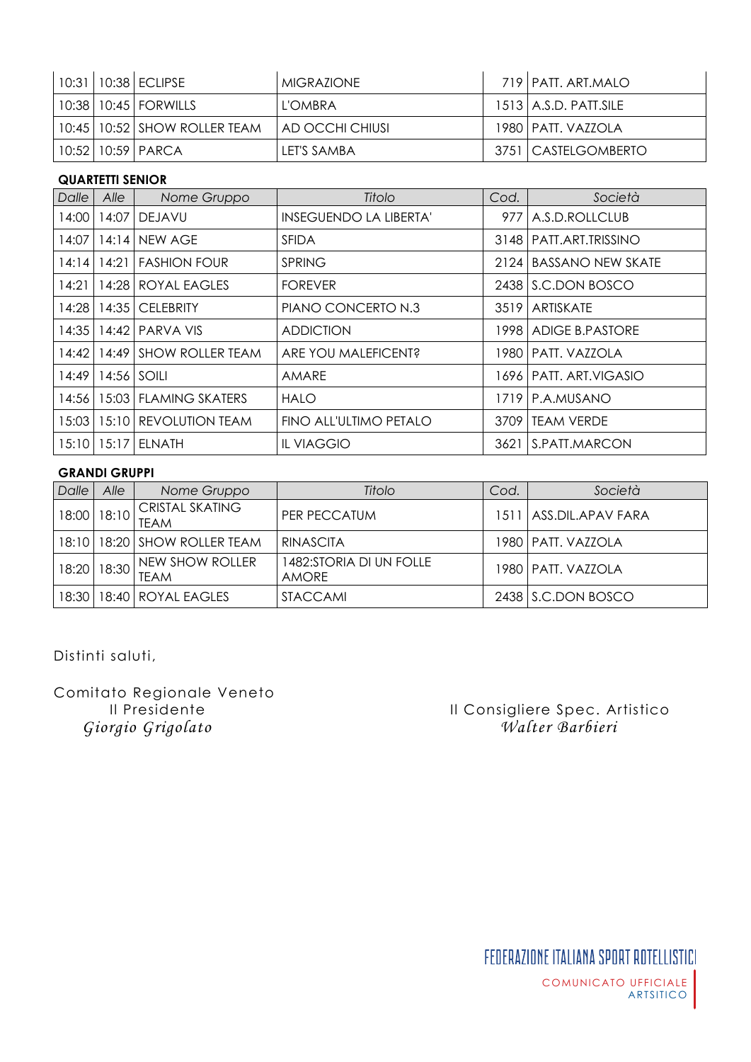| | | | | | |
|---|---|---|---|---|---|
| 10:31 | 10:38 | ECLIPSE | MIGRAZIONE | 719 | PATT. ART.MALO |
| 10:38 | 10:45 | FORWILLS | L'OMBRA | 1513 | A.S.D. PATT.SILE |
| 10:45 | 10:52 | SHOW ROLLER TEAM | AD OCCHI CHIUSI | 1980 | PATT. VAZZOLA |
| 10:52 | 10:59 | PARCA | LET'S SAMBA | 3751 | CASTELGOMBERTO |

**QUARTETTI SENIOR**

| *Dalle* | *Alle* | *Nome Gruppo* | *Titolo* | *Cod.* | *Società* |
|---|---|---|---|---|---|
| 14:00 | 14:07 | DEJAVU | INSEGUENDO LA LIBERTA' | 977 | A.S.D.ROLLCLUB |
| 14:07 | 14:14 | NEW AGE | SFIDA | 3148 | PATT.ART.TRISSINO |
| 14:14 | 14:21 | FASHION FOUR | SPRING | 2124 | BASSANO NEW SKATE |
| 14:21 | 14:28 | ROYAL EAGLES | FOREVER | 2438 | S.C.DON BOSCO |
| 14:28 | 14:35 | CELEBRITY | PIANO CONCERTO N.3 | 3519 | ARTISKATE |
| 14:35 | 14:42 | PARVA VIS | ADDICTION | 1998 | ADIGE B.PASTORE |
| 14:42 | 14:49 | SHOW ROLLER TEAM | ARE YOU MALEFICENT? | 1980 | PATT. VAZZOLA |
| 14:49 | 14:56 | SOILI | AMARE | 1696 | PATT. ART.VIGASIO |
| 14:56 | 15:03 | FLAMING SKATERS | HALO | 1719 | P.A.MUSANO |
| 15:03 | 15:10 | REVOLUTION TEAM | FINO ALL'ULTIMO PETALO | 3709 | TEAM VERDE |
| 15:10 | 15:17 | ELNATH | IL VIAGGIO | 3621 | S.PATT.MARCON |

**GRANDI GRUPPI**

| *Dalle* | *Alle* | *Nome Gruppo* | *Titolo* | *Cod.* | *Società* |
|---|---|---|---|---|---|
| 18:00 | 18:10 | CRISTAL SKATING TEAM | PER PECCATUM | 1511 | ASS.DIL.APAV FARA |
| 18:10 | 18:20 | SHOW ROLLER TEAM | RINASCITA | 1980 | PATT. VAZZOLA |
| 18:20 | 18:30 | NEW SHOW ROLLER TEAM | 1482:STORIA DI UN FOLLE AMORE | 1980 | PATT. VAZZOLA |
| 18:30 | 18:40 | ROYAL EAGLES | STACCAMI | 2438 | S.C.DON BOSCO |

Distinti saluti,

Comitato Regionale Veneto
Il Presidente
*Giorgio Grigolato*

Il Consigliere Spec. Artistico
*Walter Barbieri*